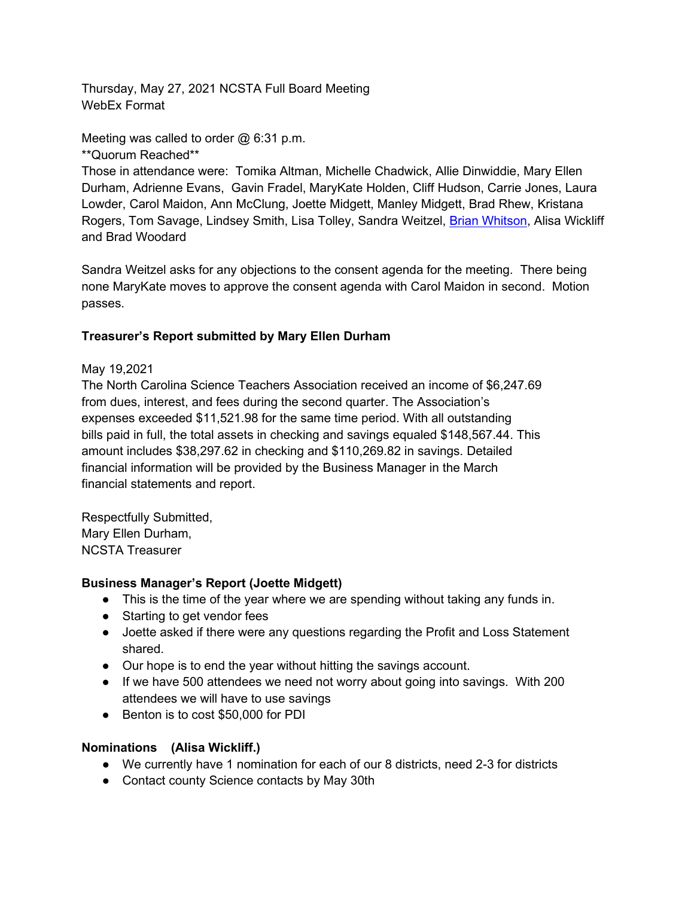Thursday, May 27, 2021 NCSTA Full Board Meeting
WebEx Format

Meeting was called to order @ 6:31 p.m.
**Quorum Reached**
Those in attendance were: Tomika Altman, Michelle Chadwick, Allie Dinwiddie, Mary Ellen Durham, Adrienne Evans, Gavin Fradel, MaryKate Holden, Cliff Hudson, Carrie Jones, Laura Lowder, Carol Maidon, Ann McClung, Joette Midgett, Manley Midgett, Brad Rhew, Kristana Rogers, Tom Savage, Lindsey Smith, Lisa Tolley, Sandra Weitzel, Brian Whitson, Alisa Wickliff and Brad Woodard

Sandra Weitzel asks for any objections to the consent agenda for the meeting. There being none MaryKate moves to approve the consent agenda with Carol Maidon in second. Motion passes.

**Treasurer's Report submitted by Mary Ellen Durham**

May 19,2021
The North Carolina Science Teachers Association received an income of $6,247.69 from dues, interest, and fees during the second quarter. The Association's expenses exceeded $11,521.98 for the same time period. With all outstanding bills paid in full, the total assets in checking and savings equaled $148,567.44. This amount includes $38,297.62 in checking and $110,269.82 in savings. Detailed financial information will be provided by the Business Manager in the March financial statements and report.

Respectfully Submitted,
Mary Ellen Durham,
NCSTA Treasurer

**Business Manager's Report (Joette Midgett)**

- This is the time of the year where we are spending without taking any funds in.
- Starting to get vendor fees
- Joette asked if there were any questions regarding the Profit and Loss Statement shared.
- Our hope is to end the year without hitting the savings account.
- If we have 500 attendees we need not worry about going into savings. With 200 attendees we will have to use savings
- Benton is to cost $50,000 for PDI

**Nominations (Alisa Wickliff.)**

- We currently have 1 nomination for each of our 8 districts, need 2-3 for districts
- Contact county Science contacts by May 30th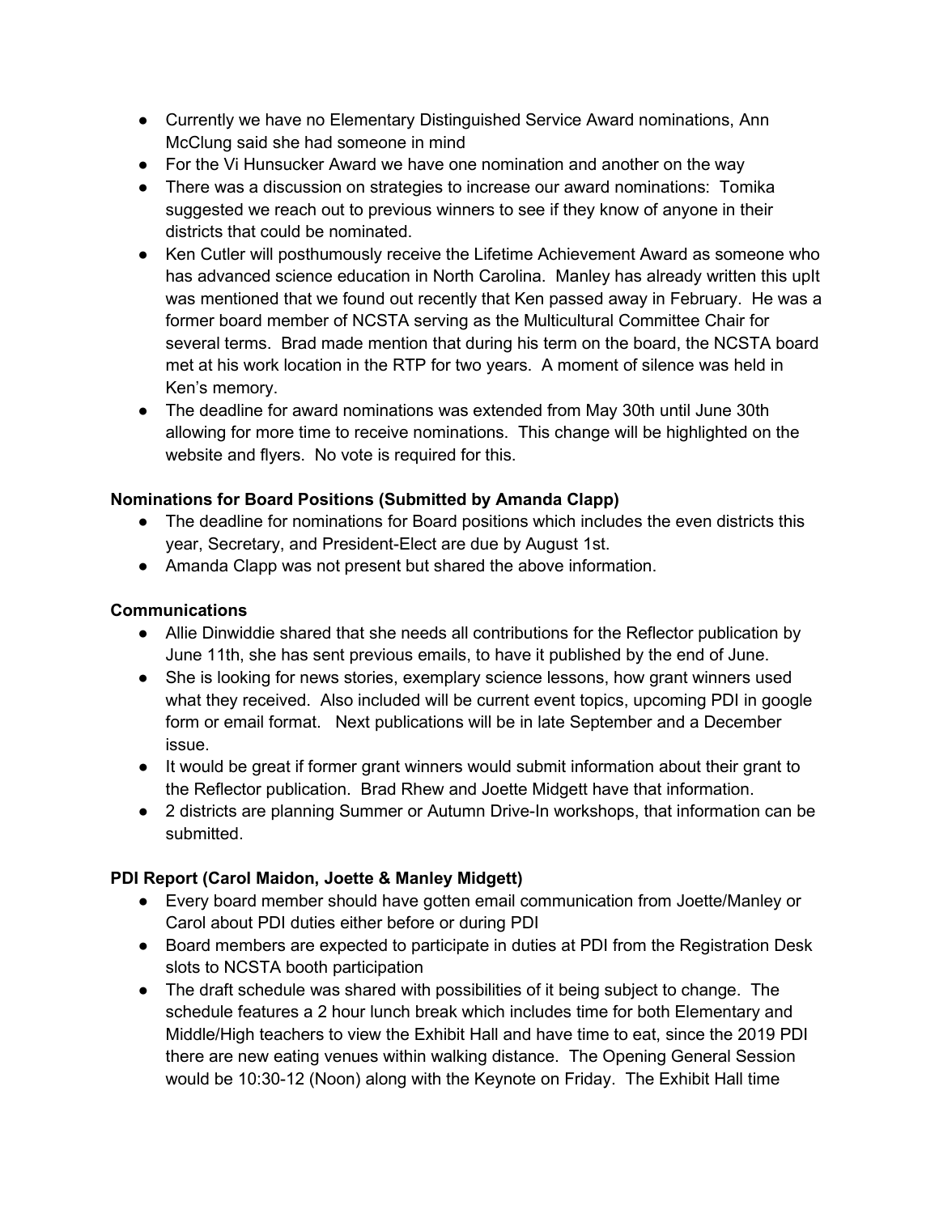- Currently we have no Elementary Distinguished Service Award nominations, Ann McClung said she had someone in mind
- For the Vi Hunsucker Award we have one nomination and another on the way
- There was a discussion on strategies to increase our award nominations: Tomika suggested we reach out to previous winners to see if they know of anyone in their districts that could be nominated.
- Ken Cutler will posthumously receive the Lifetime Achievement Award as someone who has advanced science education in North Carolina. Manley has already written this upIt was mentioned that we found out recently that Ken passed away in February. He was a former board member of NCSTA serving as the Multicultural Committee Chair for several terms. Brad made mention that during his term on the board, the NCSTA board met at his work location in the RTP for two years. A moment of silence was held in Ken's memory.
- The deadline for award nominations was extended from May 30th until June 30th allowing for more time to receive nominations. This change will be highlighted on the website and flyers. No vote is required for this.

**Nominations for Board Positions (Submitted by Amanda Clapp)**

- The deadline for nominations for Board positions which includes the even districts this year, Secretary, and President-Elect are due by August 1st.
- Amanda Clapp was not present but shared the above information.

**Communications**

- Allie Dinwiddie shared that she needs all contributions for the Reflector publication by June 11th, she has sent previous emails, to have it published by the end of June.
- She is looking for news stories, exemplary science lessons, how grant winners used what they received. Also included will be current event topics, upcoming PDI in google form or email format. Next publications will be in late September and a December issue.
- It would be great if former grant winners would submit information about their grant to the Reflector publication. Brad Rhew and Joette Midgett have that information.
- 2 districts are planning Summer or Autumn Drive-In workshops, that information can be submitted.

**PDI Report (Carol Maidon, Joette & Manley Midgett)**

- Every board member should have gotten email communication from Joette/Manley or Carol about PDI duties either before or during PDI
- Board members are expected to participate in duties at PDI from the Registration Desk slots to NCSTA booth participation
- The draft schedule was shared with possibilities of it being subject to change. The schedule features a 2 hour lunch break which includes time for both Elementary and Middle/High teachers to view the Exhibit Hall and have time to eat, since the 2019 PDI there are new eating venues within walking distance. The Opening General Session would be 10:30-12 (Noon) along with the Keynote on Friday. The Exhibit Hall time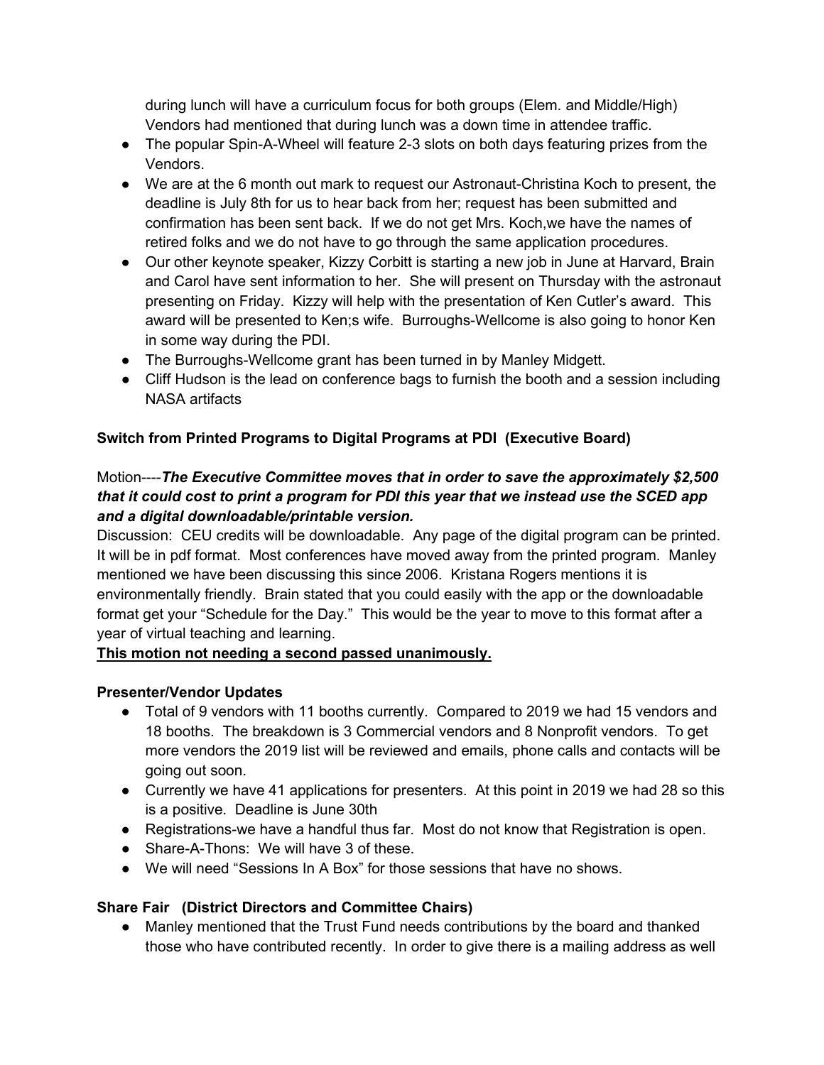during lunch will have a curriculum focus for both groups (Elem. and Middle/High) Vendors had mentioned that during lunch was a down time in attendee traffic.

- The popular Spin-A-Wheel will feature 2-3 slots on both days featuring prizes from the Vendors.
- We are at the 6 month out mark to request our Astronaut-Christina Koch to present, the deadline is July 8th for us to hear back from her; request has been submitted and confirmation has been sent back. If we do not get Mrs. Koch,we have the names of retired folks and we do not have to go through the same application procedures.
- Our other keynote speaker, Kizzy Corbitt is starting a new job in June at Harvard, Brain and Carol have sent information to her. She will present on Thursday with the astronaut presenting on Friday. Kizzy will help with the presentation of Ken Cutler's award. This award will be presented to Ken;s wife. Burroughs-Wellcome is also going to honor Ken in some way during the PDI.
- The Burroughs-Wellcome grant has been turned in by Manley Midgett.
- Cliff Hudson is the lead on conference bags to furnish the booth and a session including NASA artifacts

**Switch from Printed Programs to Digital Programs at PDI (Executive Board)**

Motion----***The Executive Committee moves that in order to save the approximately $2,500 that it could cost to print a program for PDI this year that we instead use the SCED app and a digital downloadable/printable version.***

Discussion: CEU credits will be downloadable. Any page of the digital program can be printed. It will be in pdf format. Most conferences have moved away from the printed program. Manley mentioned we have been discussing this since 2006. Kristana Rogers mentions it is environmentally friendly. Brain stated that you could easily with the app or the downloadable format get your "Schedule for the Day." This would be the year to move to this format after a year of virtual teaching and learning.

**This motion not needing a second passed unanimously.**

**Presenter/Vendor Updates**

- Total of 9 vendors with 11 booths currently. Compared to 2019 we had 15 vendors and 18 booths. The breakdown is 3 Commercial vendors and 8 Nonprofit vendors. To get more vendors the 2019 list will be reviewed and emails, phone calls and contacts will be going out soon.
- Currently we have 41 applications for presenters. At this point in 2019 we had 28 so this is a positive. Deadline is June 30th
- Registrations-we have a handful thus far. Most do not know that Registration is open.
- Share-A-Thons: We will have 3 of these.
- We will need "Sessions In A Box" for those sessions that have no shows.

**Share Fair (District Directors and Committee Chairs)**

- Manley mentioned that the Trust Fund needs contributions by the board and thanked those who have contributed recently. In order to give there is a mailing address as well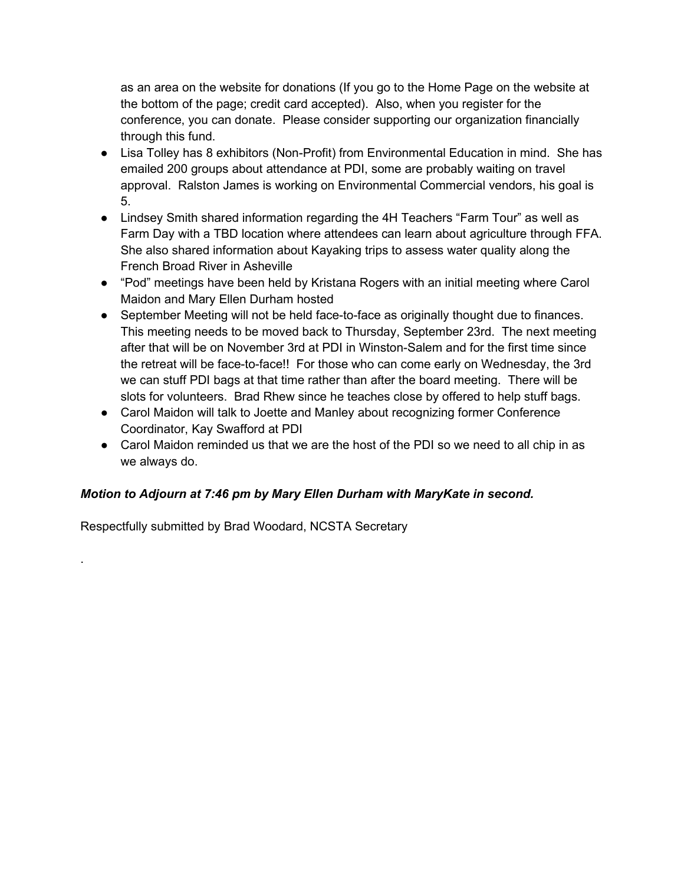as an area on the website for donations (If you go to the Home Page on the website at the bottom of the page; credit card accepted). Also, when you register for the conference, you can donate. Please consider supporting our organization financially through this fund.

- Lisa Tolley has 8 exhibitors (Non-Profit) from Environmental Education in mind. She has emailed 200 groups about attendance at PDI, some are probably waiting on travel approval. Ralston James is working on Environmental Commercial vendors, his goal is 5.
- Lindsey Smith shared information regarding the 4H Teachers "Farm Tour" as well as Farm Day with a TBD location where attendees can learn about agriculture through FFA. She also shared information about Kayaking trips to assess water quality along the French Broad River in Asheville
- "Pod" meetings have been held by Kristana Rogers with an initial meeting where Carol Maidon and Mary Ellen Durham hosted
- September Meeting will not be held face-to-face as originally thought due to finances. This meeting needs to be moved back to Thursday, September 23rd. The next meeting after that will be on November 3rd at PDI in Winston-Salem and for the first time since the retreat will be face-to-face!! For those who can come early on Wednesday, the 3rd we can stuff PDI bags at that time rather than after the board meeting. There will be slots for volunteers. Brad Rhew since he teaches close by offered to help stuff bags.
- Carol Maidon will talk to Joette and Manley about recognizing former Conference Coordinator, Kay Swafford at PDI
- Carol Maidon reminded us that we are the host of the PDI so we need to all chip in as we always do.

***Motion to Adjourn at 7:46 pm by Mary Ellen Durham with MaryKate in second.***

Respectfully submitted by Brad Woodard, NCSTA Secretary

.